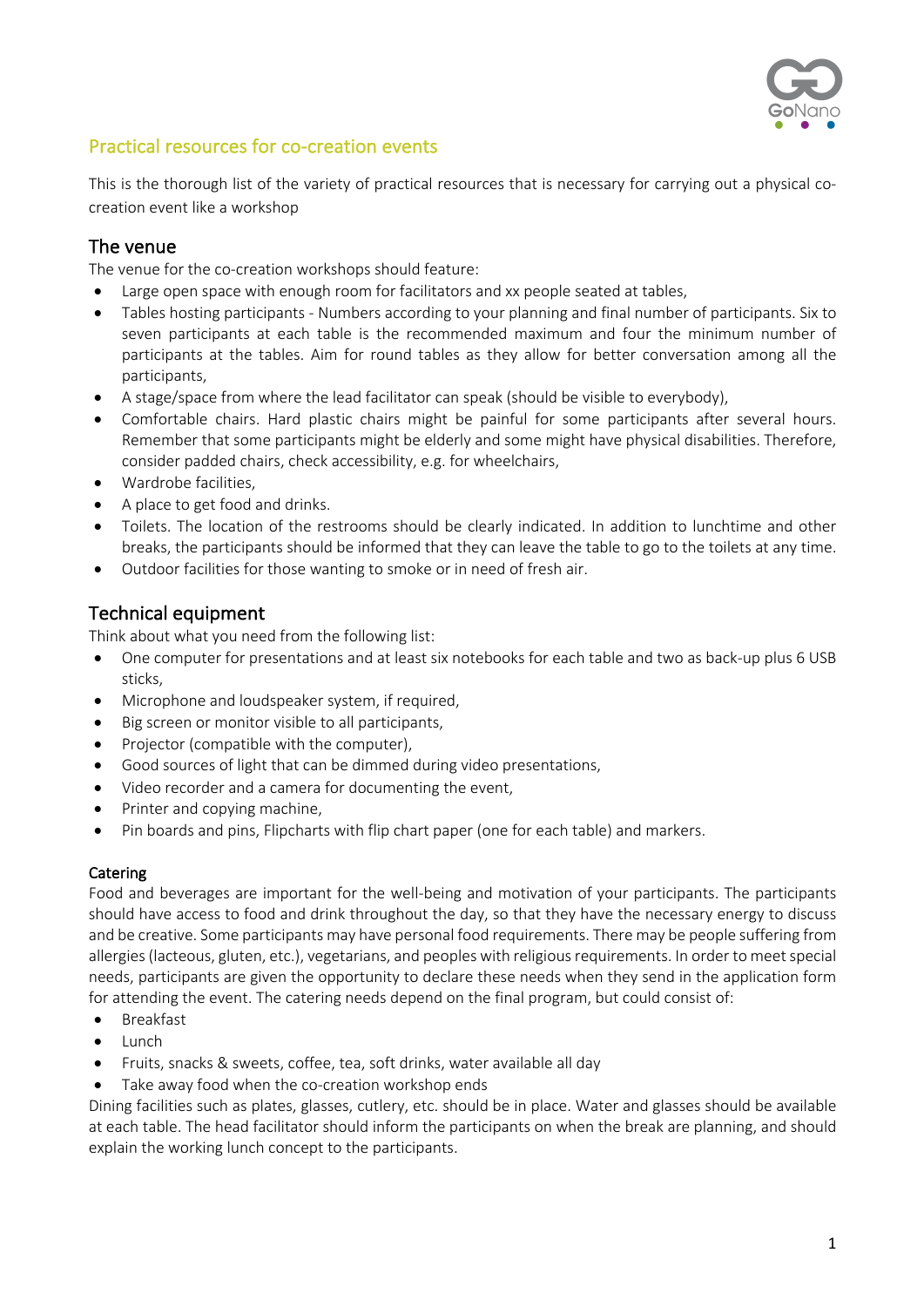## Practical resources for co-creation events

This is the thorough list of the variety of practical resources that is necessary for carrying out a physical co-creation event like a workshop

### The venue

The venue for the co-creation workshops should feature:

- Large open space with enough room for facilitators and xx people seated at tables,
- Tables hosting participants - Numbers according to your planning and final number of participants. Six to seven participants at each table is the recommended maximum and four the minimum number of participants at the tables. Aim for round tables as they allow for better conversation among all the participants,
- A stage/space from where the lead facilitator can speak (should be visible to everybody),
- Comfortable chairs. Hard plastic chairs might be painful for some participants after several hours. Remember that some participants might be elderly and some might have physical disabilities. Therefore, consider padded chairs, check accessibility, e.g. for wheelchairs,
- Wardrobe facilities,
- A place to get food and drinks.
- Toilets. The location of the restrooms should be clearly indicated. In addition to lunchtime and other breaks, the participants should be informed that they can leave the table to go to the toilets at any time.
- Outdoor facilities for those wanting to smoke or in need of fresh air.

### Technical equipment

Think about what you need from the following list:

- One computer for presentations and at least six notebooks for each table and two as back-up plus 6 USB sticks,
- Microphone and loudspeaker system, if required,
- Big screen or monitor visible to all participants,
- Projector (compatible with the computer),
- Good sources of light that can be dimmed during video presentations,
- Video recorder and a camera for documenting the event,
- Printer and copying machine,
- Pin boards and pins, Flipcharts with flip chart paper (one for each table) and markers.

#### Catering

Food and beverages are important for the well-being and motivation of your participants. The participants should have access to food and drink throughout the day, so that they have the necessary energy to discuss and be creative. Some participants may have personal food requirements. There may be people suffering from allergies (lacteous, gluten, etc.), vegetarians, and peoples with religious requirements. In order to meet special needs, participants are given the opportunity to declare these needs when they send in the application form for attending the event. The catering needs depend on the final program, but could consist of:

- Breakfast
- Lunch
- Fruits, snacks & sweets, coffee, tea, soft drinks, water available all day
- Take away food when the co-creation workshop ends

Dining facilities such as plates, glasses, cutlery, etc. should be in place. Water and glasses should be available at each table. The head facilitator should inform the participants on when the break are planning, and should explain the working lunch concept to the participants.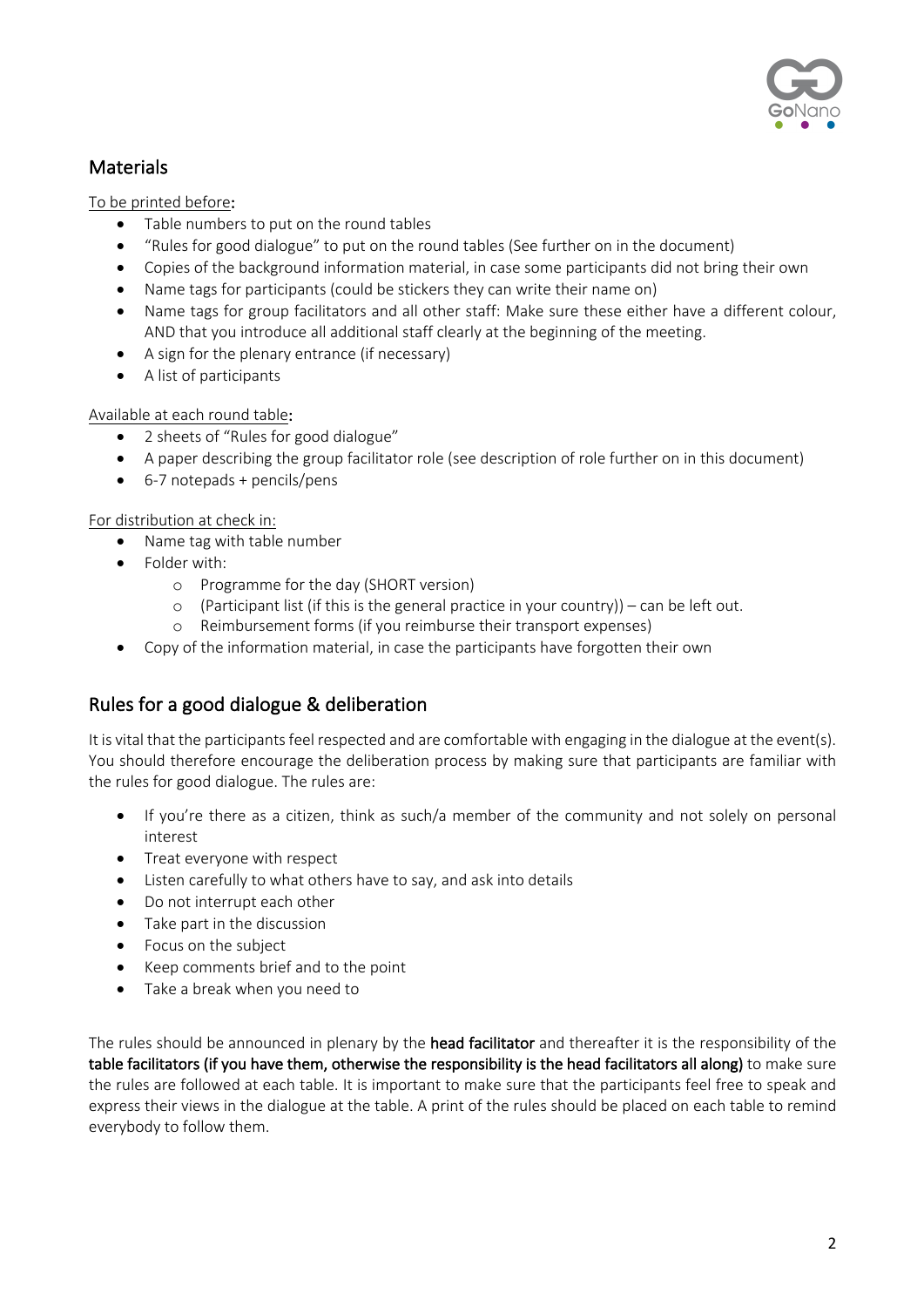## Materials

<u>To be printed before</u>:

- Table numbers to put on the round tables
- "Rules for good dialogue" to put on the round tables (See further on in the document)
- Copies of the background information material, in case some participants did not bring their own
- Name tags for participants (could be stickers they can write their name on)
- Name tags for group facilitators and all other staff: Make sure these either have a different colour, AND that you introduce all additional staff clearly at the beginning of the meeting.
- A sign for the plenary entrance (if necessary)
- A list of participants

<u>Available at each round table</u>:

- 2 sheets of "Rules for good dialogue"
- A paper describing the group facilitator role (see description of role further on in this document)
- 6-7 notepads + pencils/pens

<u>For distribution at check in:</u>

- Name tag with table number
- Folder with:
  - Programme for the day (SHORT version)
  - (Participant list (if this is the general practice in your country)) – can be left out.
  - Reimbursement forms (if you reimburse their transport expenses)
- Copy of the information material, in case the participants have forgotten their own

## Rules for a good dialogue & deliberation

It is vital that the participants feel respected and are comfortable with engaging in the dialogue at the event(s). You should therefore encourage the deliberation process by making sure that participants are familiar with the rules for good dialogue. The rules are:

- If you're there as a citizen, think as such/a member of the community and not solely on personal interest
- Treat everyone with respect
- Listen carefully to what others have to say, and ask into details
- Do not interrupt each other
- Take part in the discussion
- Focus on the subject
- Keep comments brief and to the point
- Take a break when you need to

The rules should be announced in plenary by the **head facilitator** and thereafter it is the responsibility of the **table facilitators (if you have them, otherwise the responsibility is the head facilitators all along)** to make sure the rules are followed at each table. It is important to make sure that the participants feel free to speak and express their views in the dialogue at the table. A print of the rules should be placed on each table to remind everybody to follow them.